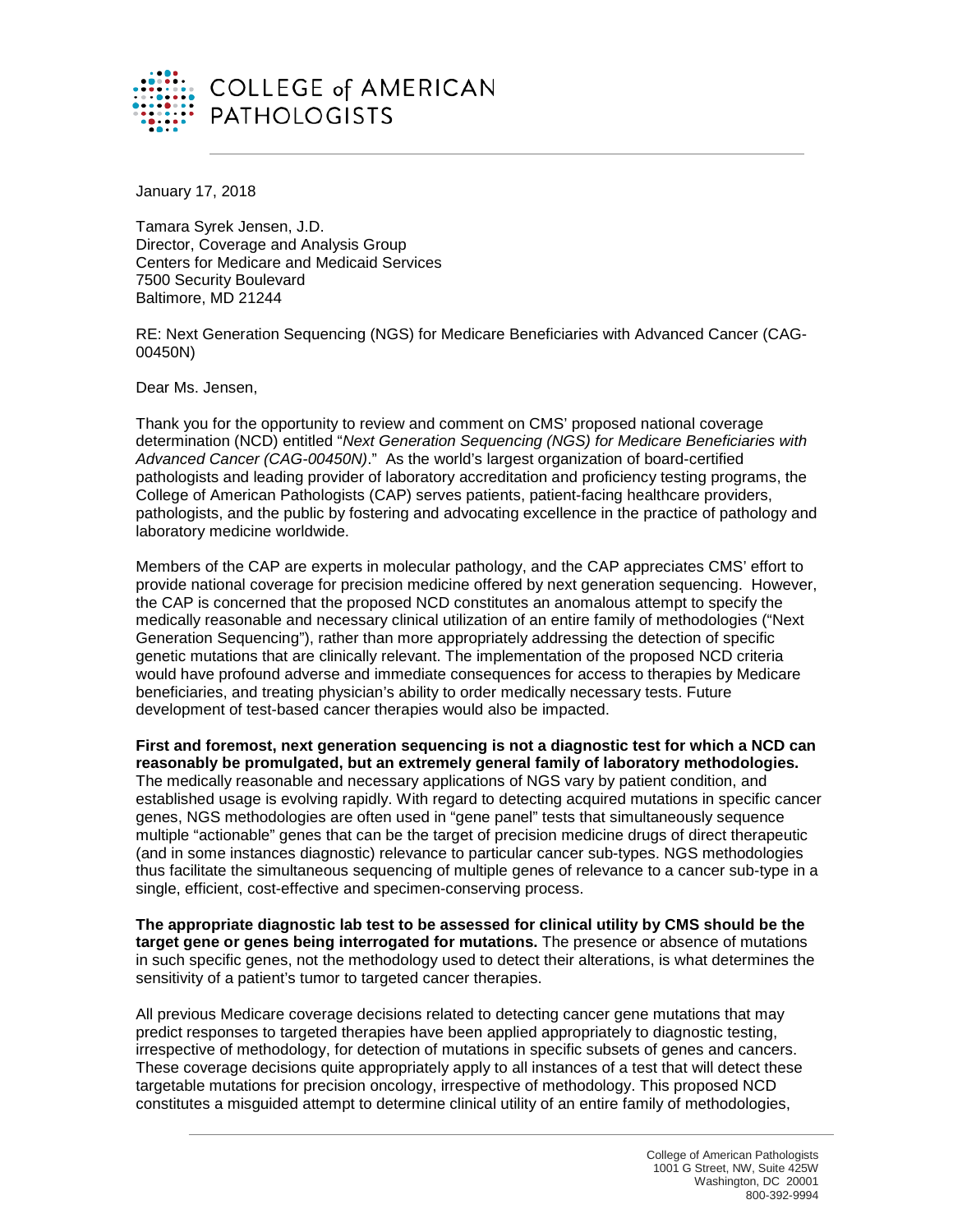COLLEGE of AMERICAN PATHOLOGISTS

January 17, 2018

Tamara Syrek Jensen, J.D.
Director, Coverage and Analysis Group
Centers for Medicare and Medicaid Services
7500 Security Boulevard
Baltimore, MD 21244

RE: Next Generation Sequencing (NGS) for Medicare Beneficiaries with Advanced Cancer (CAG-00450N)

Dear Ms. Jensen,

Thank you for the opportunity to review and comment on CMS' proposed national coverage determination (NCD) entitled "*Next Generation Sequencing (NGS) for Medicare Beneficiaries with Advanced Cancer (CAG-00450N)*." As the world's largest organization of board-certified pathologists and leading provider of laboratory accreditation and proficiency testing programs, the College of American Pathologists (CAP) serves patients, patient-facing healthcare providers, pathologists, and the public by fostering and advocating excellence in the practice of pathology and laboratory medicine worldwide.

Members of the CAP are experts in molecular pathology, and the CAP appreciates CMS' effort to provide national coverage for precision medicine offered by next generation sequencing. However, the CAP is concerned that the proposed NCD constitutes an anomalous attempt to specify the medically reasonable and necessary clinical utilization of an entire family of methodologies ("Next Generation Sequencing"), rather than more appropriately addressing the detection of specific genetic mutations that are clinically relevant. The implementation of the proposed NCD criteria would have profound adverse and immediate consequences for access to therapies by Medicare beneficiaries, and treating physician's ability to order medically necessary tests. Future development of test-based cancer therapies would also be impacted.

**First and foremost, next generation sequencing is not a diagnostic test for which a NCD can reasonably be promulgated, but an extremely general family of laboratory methodologies.** The medically reasonable and necessary applications of NGS vary by patient condition, and established usage is evolving rapidly. With regard to detecting acquired mutations in specific cancer genes, NGS methodologies are often used in "gene panel" tests that simultaneously sequence multiple "actionable" genes that can be the target of precision medicine drugs of direct therapeutic (and in some instances diagnostic) relevance to particular cancer sub-types. NGS methodologies thus facilitate the simultaneous sequencing of multiple genes of relevance to a cancer sub-type in a single, efficient, cost-effective and specimen-conserving process.

**The appropriate diagnostic lab test to be assessed for clinical utility by CMS should be the target gene or genes being interrogated for mutations.** The presence or absence of mutations in such specific genes, not the methodology used to detect their alterations, is what determines the sensitivity of a patient's tumor to targeted cancer therapies.

All previous Medicare coverage decisions related to detecting cancer gene mutations that may predict responses to targeted therapies have been applied appropriately to diagnostic testing, irrespective of methodology, for detection of mutations in specific subsets of genes and cancers. These coverage decisions quite appropriately apply to all instances of a test that will detect these targetable mutations for precision oncology, irrespective of methodology. This proposed NCD constitutes a misguided attempt to determine clinical utility of an entire family of methodologies,

College of American Pathologists
1001 G Street, NW, Suite 425W
Washington, DC 20001
800-392-9994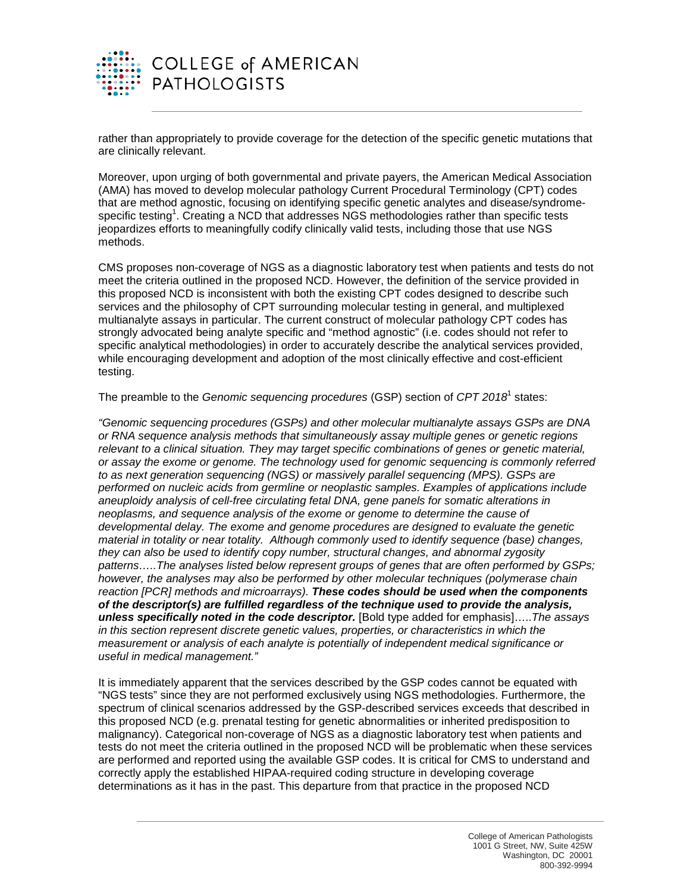rather than appropriately to provide coverage for the detection of the specific genetic mutations that are clinically relevant.

Moreover, upon urging of both governmental and private payers, the American Medical Association (AMA) has moved to develop molecular pathology Current Procedural Terminology (CPT) codes that are method agnostic, focusing on identifying specific genetic analytes and disease/syndrome-specific testing[1]. Creating a NCD that addresses NGS methodologies rather than specific tests jeopardizes efforts to meaningfully codify clinically valid tests, including those that use NGS methods.

CMS proposes non-coverage of NGS as a diagnostic laboratory test when patients and tests do not meet the criteria outlined in the proposed NCD. However, the definition of the service provided in this proposed NCD is inconsistent with both the existing CPT codes designed to describe such services and the philosophy of CPT surrounding molecular testing in general, and multiplexed multianalyte assays in particular. The current construct of molecular pathology CPT codes has strongly advocated being analyte specific and "method agnostic" (i.e. codes should not refer to specific analytical methodologies) in order to accurately describe the analytical services provided, while encouraging development and adoption of the most clinically effective and cost-efficient testing.

The preamble to the *Genomic sequencing procedures* (GSP) section of *CPT 2018*[1] states:

*"Genomic sequencing procedures (GSPs) and other molecular multianalyte assays GSPs are DNA or RNA sequence analysis methods that simultaneously assay multiple genes or genetic regions relevant to a clinical situation. They may target specific combinations of genes or genetic material, or assay the exome or genome. The technology used for genomic sequencing is commonly referred to as next generation sequencing (NGS) or massively parallel sequencing (MPS). GSPs are performed on nucleic acids from germline or neoplastic samples. Examples of applications include aneuploidy analysis of cell-free circulating fetal DNA, gene panels for somatic alterations in neoplasms, and sequence analysis of the exome or genome to determine the cause of developmental delay. The exome and genome procedures are designed to evaluate the genetic material in totality or near totality. Although commonly used to identify sequence (base) changes, they can also be used to identify copy number, structural changes, and abnormal zygosity patterns…..The analyses listed below represent groups of genes that are often performed by GSPs; however, the analyses may also be performed by other molecular techniques (polymerase chain reaction [PCR] methods and microarrays). **These codes should be used when the components of the descriptor(s) are fulfilled regardless of the technique used to provide the analysis, unless specifically noted in the code descriptor.*** [Bold type added for emphasis]…..*The assays in this section represent discrete genetic values, properties, or characteristics in which the measurement or analysis of each analyte is potentially of independent medical significance or useful in medical management."*

It is immediately apparent that the services described by the GSP codes cannot be equated with "NGS tests" since they are not performed exclusively using NGS methodologies. Furthermore, the spectrum of clinical scenarios addressed by the GSP-described services exceeds that described in this proposed NCD (e.g. prenatal testing for genetic abnormalities or inherited predisposition to malignancy). Categorical non-coverage of NGS as a diagnostic laboratory test when patients and tests do not meet the criteria outlined in the proposed NCD will be problematic when these services are performed and reported using the available GSP codes. It is critical for CMS to understand and correctly apply the established HIPAA-required coding structure in developing coverage determinations as it has in the past. This departure from that practice in the proposed NCD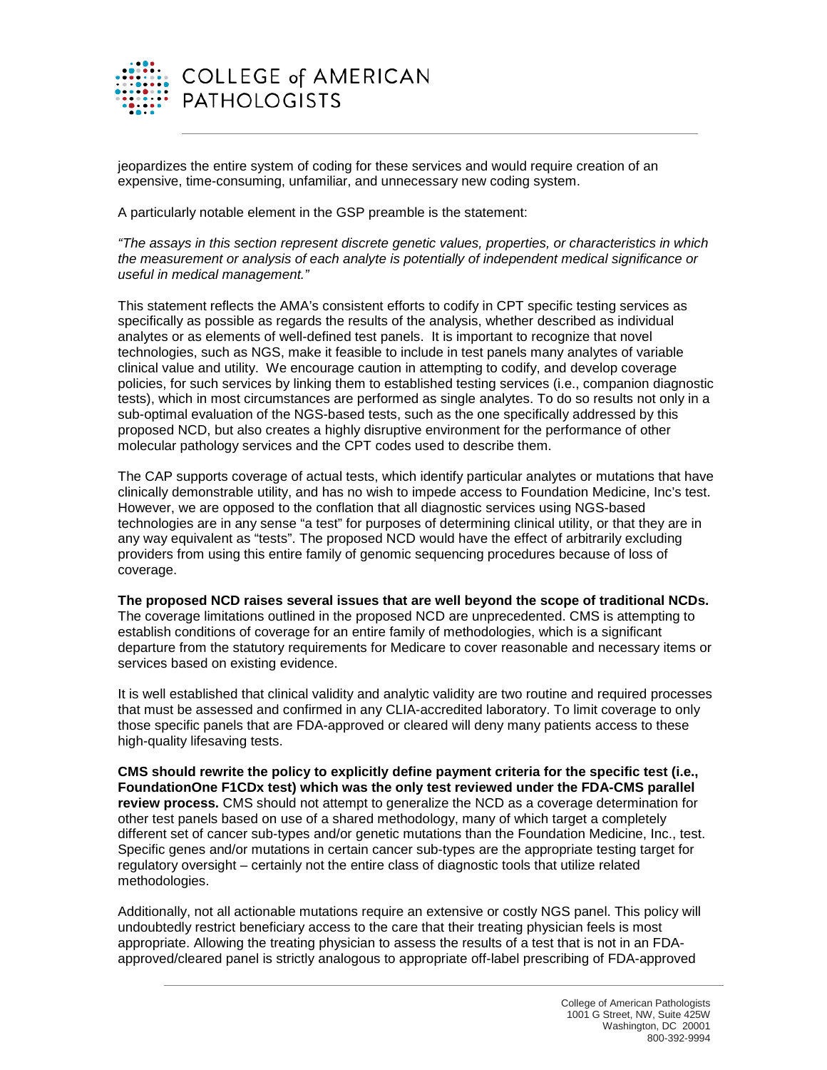jeopardizes the entire system of coding for these services and would require creation of an expensive, time-consuming, unfamiliar, and unnecessary new coding system.

A particularly notable element in the GSP preamble is the statement:

*"The assays in this section represent discrete genetic values, properties, or characteristics in which the measurement or analysis of each analyte is potentially of independent medical significance or useful in medical management."*

This statement reflects the AMA's consistent efforts to codify in CPT specific testing services as specifically as possible as regards the results of the analysis, whether described as individual analytes or as elements of well-defined test panels. It is important to recognize that novel technologies, such as NGS, make it feasible to include in test panels many analytes of variable clinical value and utility. We encourage caution in attempting to codify, and develop coverage policies, for such services by linking them to established testing services (i.e., companion diagnostic tests), which in most circumstances are performed as single analytes. To do so results not only in a sub-optimal evaluation of the NGS-based tests, such as the one specifically addressed by this proposed NCD, but also creates a highly disruptive environment for the performance of other molecular pathology services and the CPT codes used to describe them.

The CAP supports coverage of actual tests, which identify particular analytes or mutations that have clinically demonstrable utility, and has no wish to impede access to Foundation Medicine, Inc's test. However, we are opposed to the conflation that all diagnostic services using NGS-based technologies are in any sense "a test" for purposes of determining clinical utility, or that they are in any way equivalent as "tests". The proposed NCD would have the effect of arbitrarily excluding providers from using this entire family of genomic sequencing procedures because of loss of coverage.

**The proposed NCD raises several issues that are well beyond the scope of traditional NCDs.** The coverage limitations outlined in the proposed NCD are unprecedented. CMS is attempting to establish conditions of coverage for an entire family of methodologies, which is a significant departure from the statutory requirements for Medicare to cover reasonable and necessary items or services based on existing evidence.

It is well established that clinical validity and analytic validity are two routine and required processes that must be assessed and confirmed in any CLIA-accredited laboratory. To limit coverage to only those specific panels that are FDA-approved or cleared will deny many patients access to these high-quality lifesaving tests.

**CMS should rewrite the policy to explicitly define payment criteria for the specific test (i.e., FoundationOne F1CDx test) which was the only test reviewed under the FDA-CMS parallel review process.** CMS should not attempt to generalize the NCD as a coverage determination for other test panels based on use of a shared methodology, many of which target a completely different set of cancer sub-types and/or genetic mutations than the Foundation Medicine, Inc., test. Specific genes and/or mutations in certain cancer sub-types are the appropriate testing target for regulatory oversight – certainly not the entire class of diagnostic tools that utilize related methodologies.

Additionally, not all actionable mutations require an extensive or costly NGS panel. This policy will undoubtedly restrict beneficiary access to the care that their treating physician feels is most appropriate. Allowing the treating physician to assess the results of a test that is not in an FDA-approved/cleared panel is strictly analogous to appropriate off-label prescribing of FDA-approved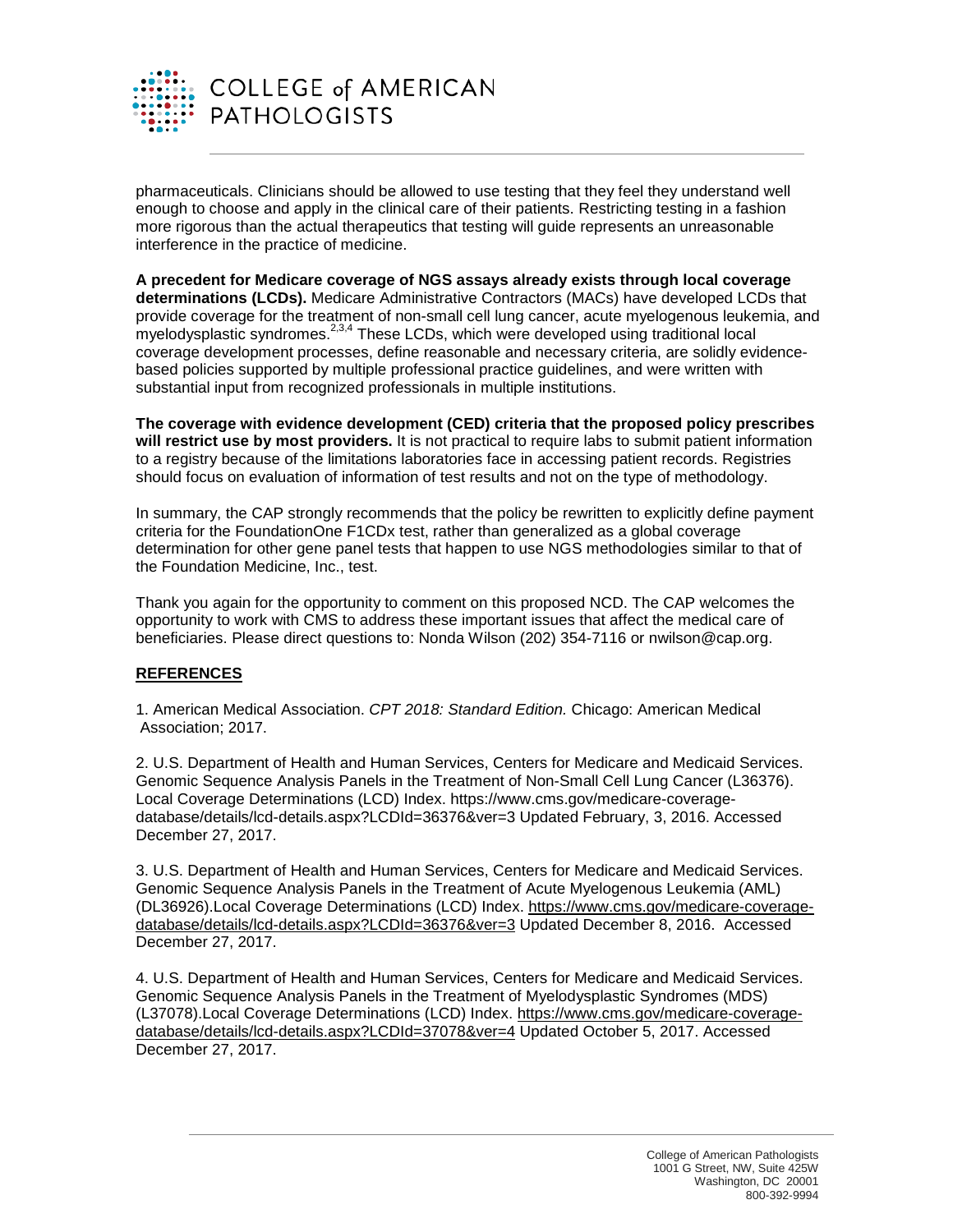pharmaceuticals. Clinicians should be allowed to use testing that they feel they understand well enough to choose and apply in the clinical care of their patients. Restricting testing in a fashion more rigorous than the actual therapeutics that testing will guide represents an unreasonable interference in the practice of medicine.

**A precedent for Medicare coverage of NGS assays already exists through local coverage determinations (LCDs).** Medicare Administrative Contractors (MACs) have developed LCDs that provide coverage for the treatment of non-small cell lung cancer, acute myelogenous leukemia, and myelodysplastic syndromes.[2,3,4] These LCDs, which were developed using traditional local coverage development processes, define reasonable and necessary criteria, are solidly evidence-based policies supported by multiple professional practice guidelines, and were written with substantial input from recognized professionals in multiple institutions.

**The coverage with evidence development (CED) criteria that the proposed policy prescribes will restrict use by most providers.** It is not practical to require labs to submit patient information to a registry because of the limitations laboratories face in accessing patient records. Registries should focus on evaluation of information of test results and not on the type of methodology.

In summary, the CAP strongly recommends that the policy be rewritten to explicitly define payment criteria for the FoundationOne F1CDx test, rather than generalized as a global coverage determination for other gene panel tests that happen to use NGS methodologies similar to that of the Foundation Medicine, Inc., test.

Thank you again for the opportunity to comment on this proposed NCD. The CAP welcomes the opportunity to work with CMS to address these important issues that affect the medical care of beneficiaries. Please direct questions to: Nonda Wilson (202) 354-7116 or nwilson@cap.org.

## REFERENCES

1. American Medical Association. *CPT 2018: Standard Edition.* Chicago: American Medical Association; 2017.

2. U.S. Department of Health and Human Services, Centers for Medicare and Medicaid Services. Genomic Sequence Analysis Panels in the Treatment of Non-Small Cell Lung Cancer (L36376). Local Coverage Determinations (LCD) Index. https://www.cms.gov/medicare-coverage-database/details/lcd-details.aspx?LCDId=36376&ver=3 Updated February, 3, 2016. Accessed December 27, 2017.

3. U.S. Department of Health and Human Services, Centers for Medicare and Medicaid Services. Genomic Sequence Analysis Panels in the Treatment of Acute Myelogenous Leukemia (AML) (DL36926).Local Coverage Determinations (LCD) Index. https://www.cms.gov/medicare-coverage-database/details/lcd-details.aspx?LCDId=36376&ver=3 Updated December 8, 2016. Accessed December 27, 2017.

4. U.S. Department of Health and Human Services, Centers for Medicare and Medicaid Services. Genomic Sequence Analysis Panels in the Treatment of Myelodysplastic Syndromes (MDS) (L37078).Local Coverage Determinations (LCD) Index. https://www.cms.gov/medicare-coverage-database/details/lcd-details.aspx?LCDId=37078&ver=4 Updated October 5, 2017. Accessed December 27, 2017.